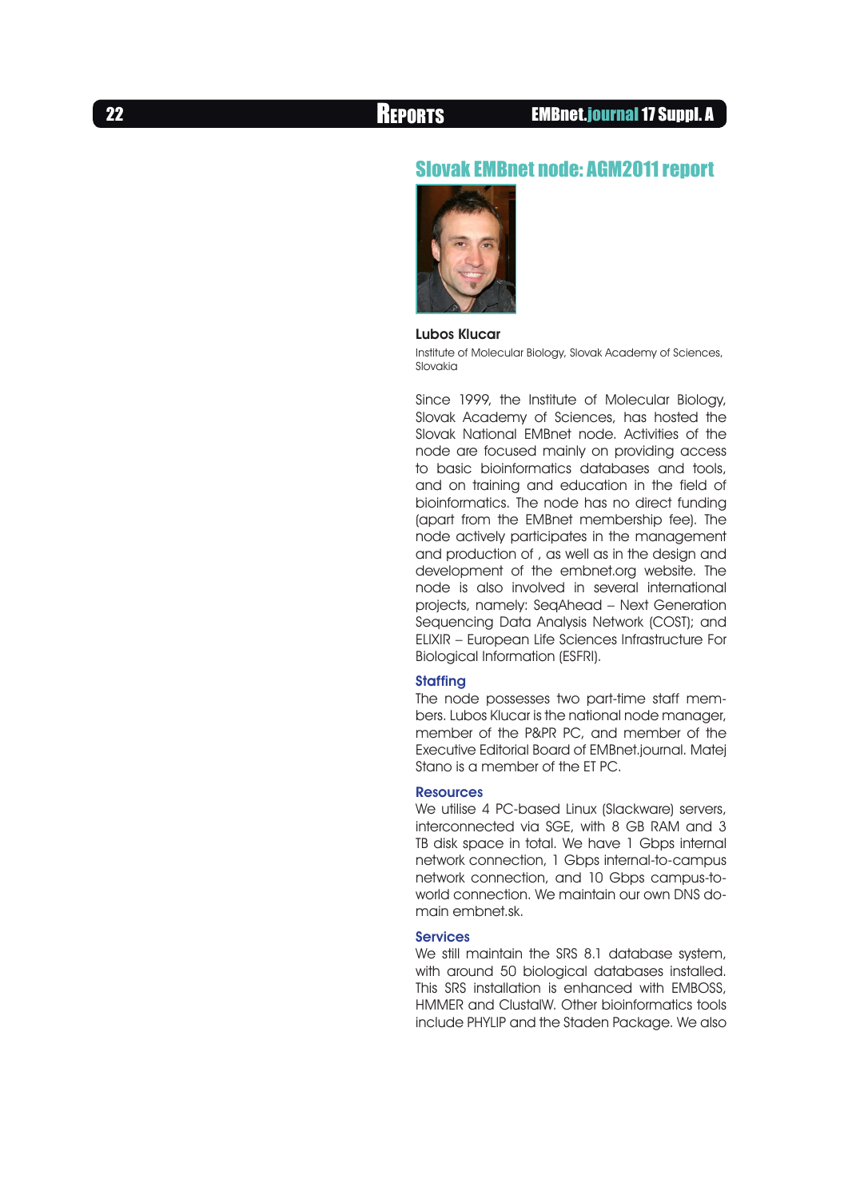# Slovak EMBnet node: AGM2011 report

**Lubos Klucar**

Institute of Molecular Biology, Slovak Academy of Sciences, Slovakia

Since 1999, the Institute of Molecular Biology, Slovak Academy of Sciences, has hosted the Slovak National EMBnet node. Activities of the node are focused mainly on providing access to basic bioinformatics databases and tools, and on training and education in the field of bioinformatics. The node has no direct funding (apart from the EMBnet membership fee). The node actively participates in the management and production of , as well as in the design and development of the embnet.org website. The node is also involved in several international projects, namely: SeqAhead – Next Generation Sequencing Data Analysis Network (COST); and ELIXIR – European Life Sciences Infrastructure For Biological Information (ESFRI).

## Staffing

The node possesses two part-time staff members. Lubos Klucar is the national node manager, member of the P&PR PC, and member of the Executive Editorial Board of EMBnet.journal. Matej Stano is a member of the ET PC.

## Resources

We utilise 4 PC-based Linux (Slackware) servers, interconnected via SGE, with 8 GB RAM and 3 TB disk space in total. We have 1 Gbps internal network connection, 1 Gbps internal-to-campus network connection, and 10 Gbps campus-to-world connection. We maintain our own DNS domain embnet.sk.

## Services

We still maintain the SRS 8.1 database system, with around 50 biological databases installed. This SRS installation is enhanced with EMBOSS, HMMER and ClustalW. Other bioinformatics tools include PHYLIP and the Staden Package. We also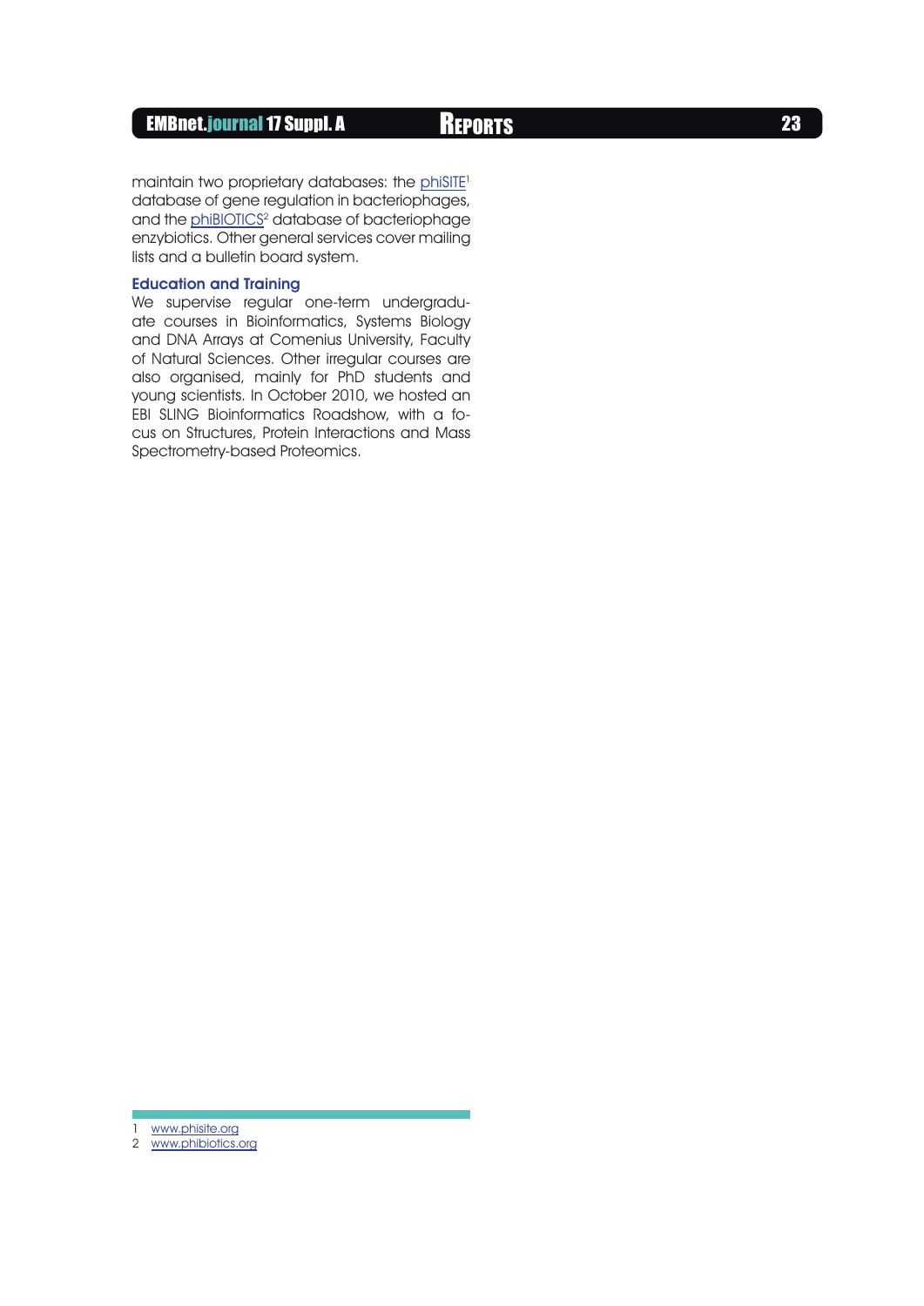maintain two proprietary databases: the phiSITE[1] database of gene regulation in bacteriophages, and the phiBIOTICS[2] database of bacteriophage enzybiotics. Other general services cover mailing lists and a bulletin board system.

### Education and Training

We supervise regular one-term undergraduate courses in Bioinformatics, Systems Biology and DNA Arrays at Comenius University, Faculty of Natural Sciences. Other irregular courses are also organised, mainly for PhD students and young scientists. In October 2010, we hosted an EBI SLING Bioinformatics Roadshow, with a focus on Structures, Protein Interactions and Mass Spectrometry-based Proteomics.

---

1 www.phisite.org
2 www.phibiotics.org